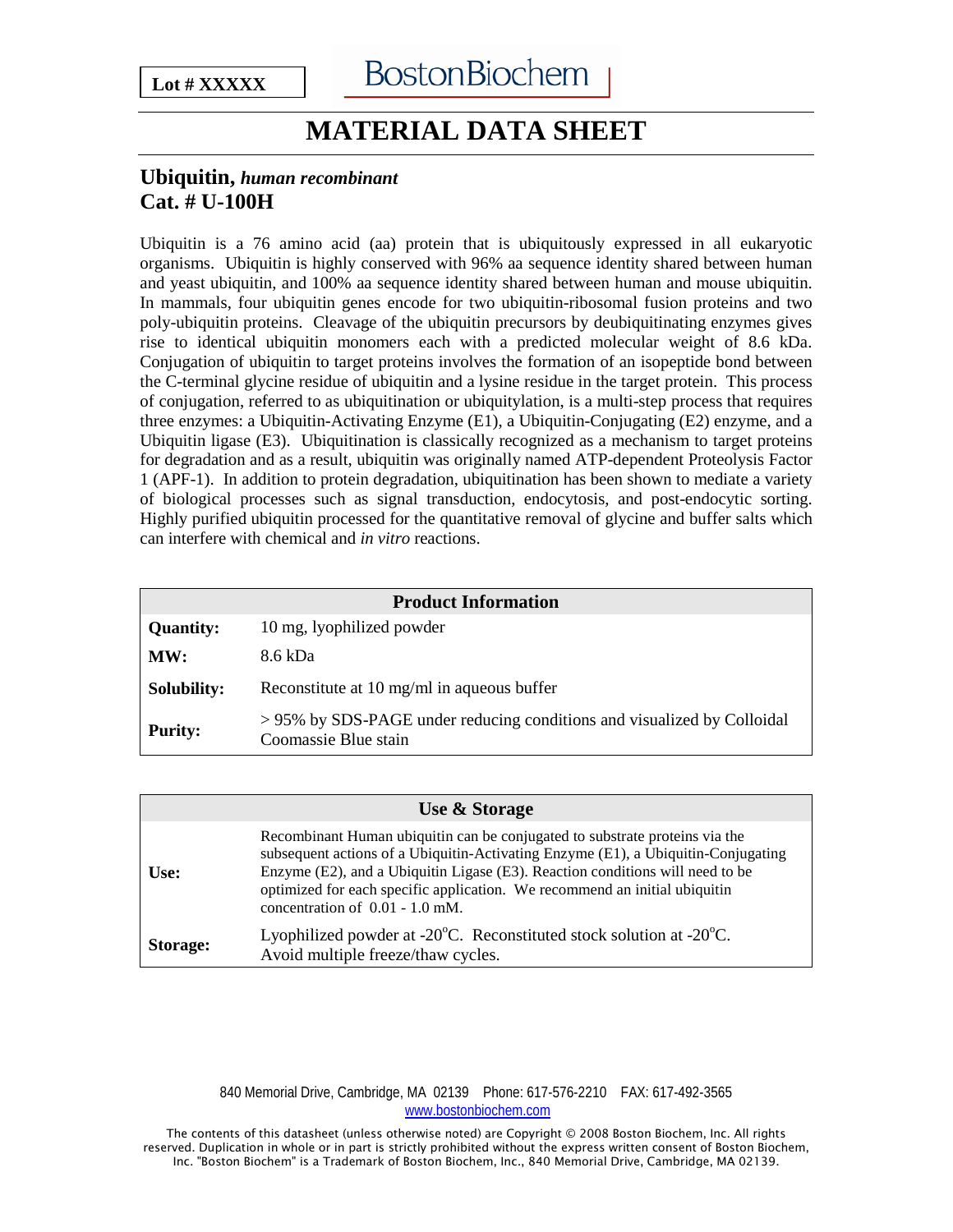**Lot # XXXXX**

BostonBiochem

# MATERIAL DATA SHEET

## Ubiquitin, *human recombinant*
## Cat. # U-100H

Ubiquitin is a 76 amino acid (aa) protein that is ubiquitously expressed in all eukaryotic organisms. Ubiquitin is highly conserved with 96% aa sequence identity shared between human and yeast ubiquitin, and 100% aa sequence identity shared between human and mouse ubiquitin. In mammals, four ubiquitin genes encode for two ubiquitin-ribosomal fusion proteins and two poly-ubiquitin proteins. Cleavage of the ubiquitin precursors by deubiquitinating enzymes gives rise to identical ubiquitin monomers each with a predicted molecular weight of 8.6 kDa. Conjugation of ubiquitin to target proteins involves the formation of an isopeptide bond between the C-terminal glycine residue of ubiquitin and a lysine residue in the target protein. This process of conjugation, referred to as ubiquitination or ubiquitylation, is a multi-step process that requires three enzymes: a Ubiquitin-Activating Enzyme (E1), a Ubiquitin-Conjugating (E2) enzyme, and a Ubiquitin ligase (E3). Ubiquitination is classically recognized as a mechanism to target proteins for degradation and as a result, ubiquitin was originally named ATP-dependent Proteolysis Factor 1 (APF-1). In addition to protein degradation, ubiquitination has been shown to mediate a variety of biological processes such as signal transduction, endocytosis, and post-endocytic sorting. Highly purified ubiquitin processed for the quantitative removal of glycine and buffer salts which can interfere with chemical and *in vitro* reactions.

| Product Information | |
|---|---|
| **Quantity:** | 10 mg, lyophilized powder |
| **MW:** | 8.6 kDa |
| **Solubility:** | Reconstitute at 10 mg/ml in aqueous buffer |
| **Purity:** | > 95% by SDS-PAGE under reducing conditions and visualized by Colloidal Coomassie Blue stain |

| Use & Storage | |
|---|---|
| **Use:** | Recombinant Human ubiquitin can be conjugated to substrate proteins via the subsequent actions of a Ubiquitin-Activating Enzyme (E1), a Ubiquitin-Conjugating Enzyme (E2), and a Ubiquitin Ligase (E3). Reaction conditions will need to be optimized for each specific application. We recommend an initial ubiquitin concentration of 0.01 - 1.0 mM. |
| **Storage:** | Lyophilized powder at -20$^{o}$C. Reconstituted stock solution at -20$^{o}$C. Avoid multiple freeze/thaw cycles. |

840 Memorial Drive, Cambridge, MA 02139 Phone: 617-576-2210 FAX: 617-492-3565
www.bostonbiochem.com

The contents of this datasheet (unless otherwise noted) are Copyright © 2008 Boston Biochem, Inc. All rights reserved. Duplication in whole or in part is strictly prohibited without the express written consent of Boston Biochem, Inc. "Boston Biochem" is a Trademark of Boston Biochem, Inc., 840 Memorial Drive, Cambridge, MA 02139.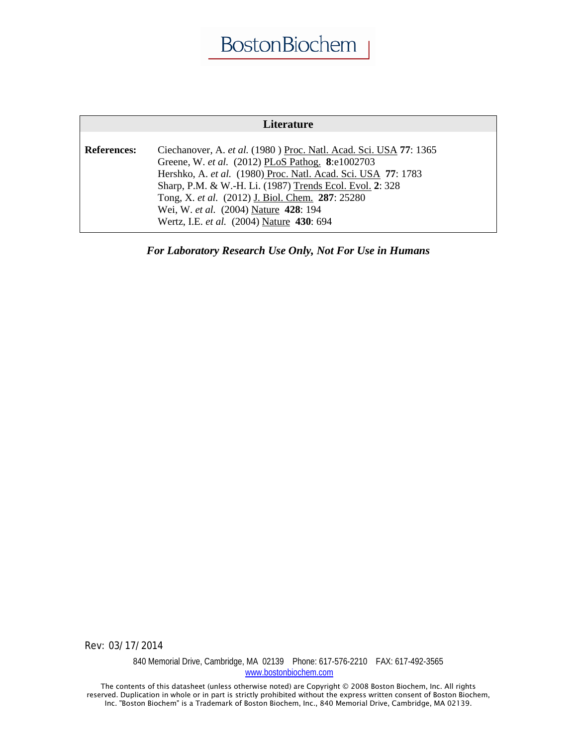## Literature

**References:**

Ciechanover, A. *et al.* (1980 ) Proc. Natl. Acad. Sci. USA **77**: 1365
Greene, W. *et al.* (2012) PLoS Pathog. **8**:e1002703
Hershko, A. *et al.* (1980) Proc. Natl. Acad. Sci. USA **77**: 1783
Sharp, P.M. & W.-H. Li. (1987) Trends Ecol. Evol. **2**: 328
Tong, X. *et al.* (2012) J. Biol. Chem. **287**: 25280
Wei, W. *et al.* (2004) Nature **428**: 194
Wertz, I.E. *et al.* (2004) Nature **430**: 694

***For Laboratory Research Use Only, Not For Use in Humans***

Rev: 03/17/2014

840 Memorial Drive, Cambridge, MA 02139 Phone: 617-576-2210 FAX: 617-492-3565
www.bostonbiochem.com

The contents of this datasheet (unless otherwise noted) are Copyright © 2008 Boston Biochem, Inc. All rights reserved. Duplication in whole or in part is strictly prohibited without the express written consent of Boston Biochem, Inc. "Boston Biochem" is a Trademark of Boston Biochem, Inc., 840 Memorial Drive, Cambridge, MA 02139.